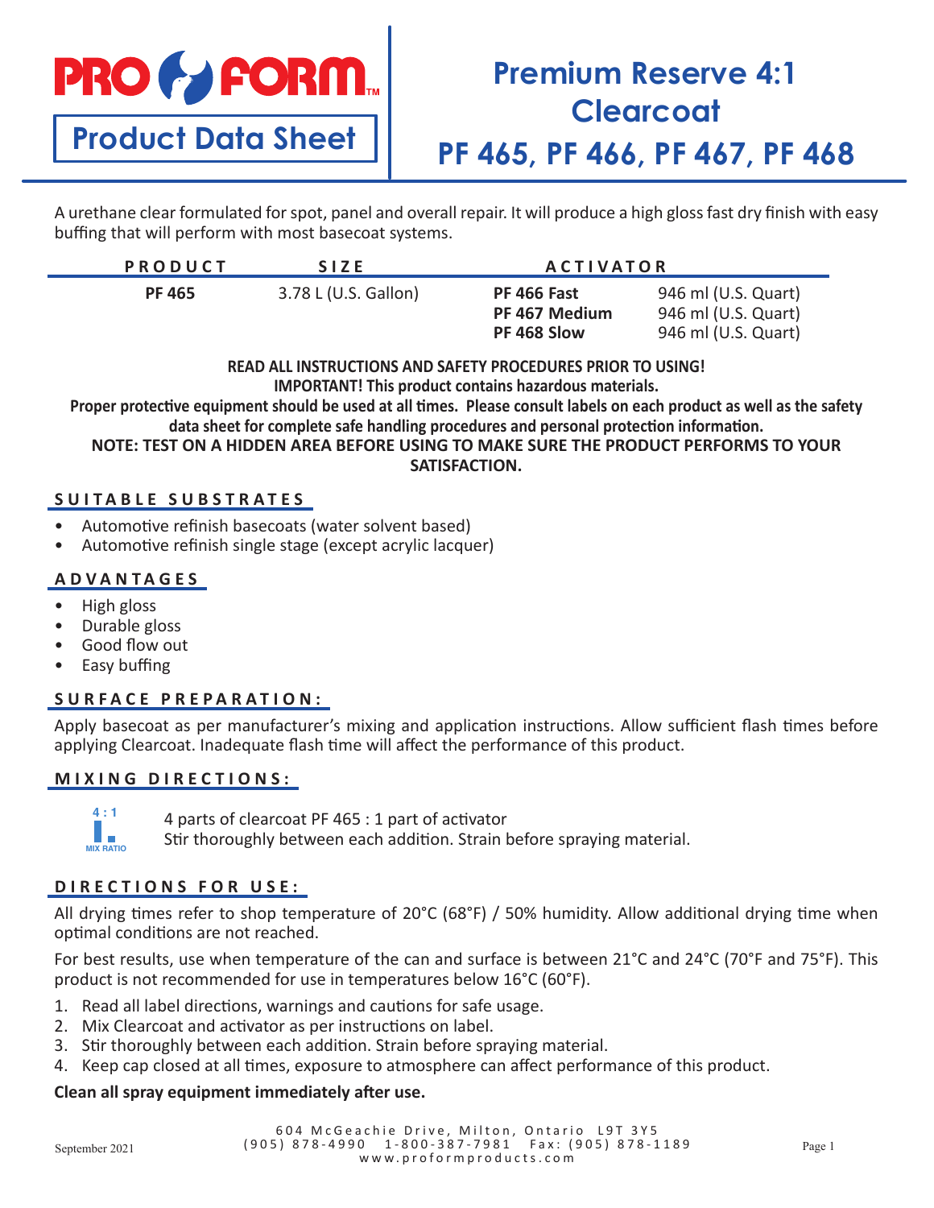PRO FORM™

**Product Data Sheet**

# Premium Reserve 4:1 Clearcoat
# PF 465, PF 466, PF 467, PF 468

A urethane clear formulated for spot, panel and overall repair. It will produce a high gloss fast dry finish with easy buffing that will perform with most basecoat systems.

| PRODUCT | SIZE | ACTIVATOR | |
|---|---|---|---|
| **PF 465** | 3.78 L (U.S. Gallon) | **PF 466 Fast** | 946 ml (U.S. Quart) |
| | | **PF 467 Medium** | 946 ml (U.S. Quart) |
| | | **PF 468 Slow** | 946 ml (U.S. Quart) |

**READ ALL INSTRUCTIONS AND SAFETY PROCEDURES PRIOR TO USING!**
**IMPORTANT! This product contains hazardous materials.**
**Proper protective equipment should be used at all times. Please consult labels on each product as well as the safety data sheet for complete safe handling procedures and personal protection information.**
**NOTE: TEST ON A HIDDEN AREA BEFORE USING TO MAKE SURE THE PRODUCT PERFORMS TO YOUR SATISFACTION.**

## SUITABLE SUBSTRATES

- Automotive refinish basecoats (water solvent based)
- Automotive refinish single stage (except acrylic lacquer)

## ADVANTAGES

- High gloss
- Durable gloss
- Good flow out
- Easy buffing

## SURFACE PREPARATION:

Apply basecoat as per manufacturer's mixing and application instructions. Allow sufficient flash times before applying Clearcoat. Inadequate flash time will affect the performance of this product.

## MIXING DIRECTIONS:

4 : 1 MIX RATIO

4 parts of clearcoat PF 465 : 1 part of activator
Stir thoroughly between each addition. Strain before spraying material.

## DIRECTIONS FOR USE:

All drying times refer to shop temperature of 20°C (68°F) / 50% humidity. Allow additional drying time when optimal conditions are not reached.

For best results, use when temperature of the can and surface is between 21°C and 24°C (70°F and 75°F). This product is not recommended for use in temperatures below 16°C (60°F).

1. Read all label directions, warnings and cautions for safe usage.
2. Mix Clearcoat and activator as per instructions on label.
3. Stir thoroughly between each addition. Strain before spraying material.
4. Keep cap closed at all times, exposure to atmosphere can affect performance of this product.

**Clean all spray equipment immediately after use.**

September 2021

604 McGeachie Drive, Milton, Ontario L9T 3Y5
(905) 878-4990 1-800-387-7981 Fax: (905) 878-1189
www.proformproducts.com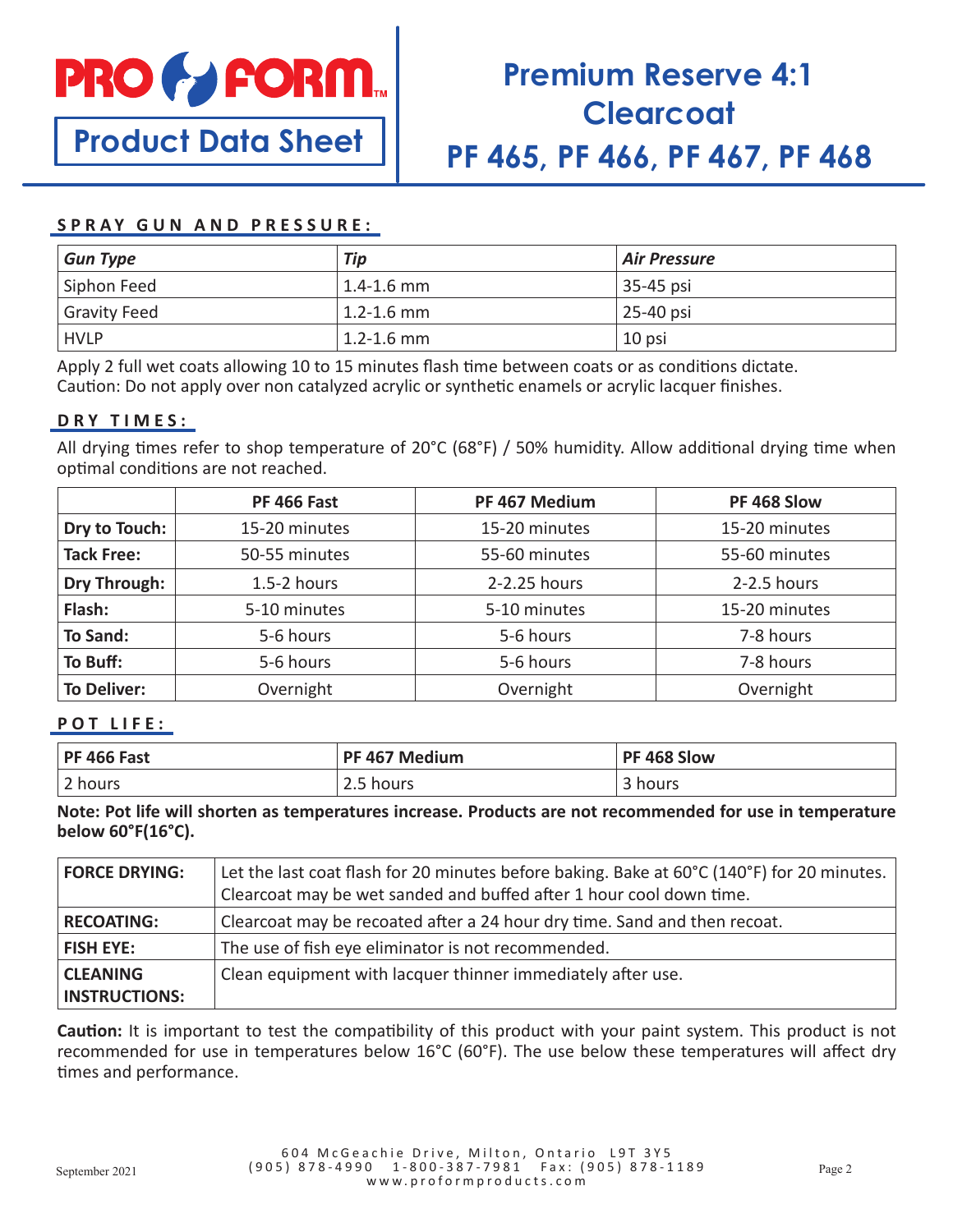# Premium Reserve 4:1 Clearcoat

## PF 465, PF 466, PF 467, PF 468

**Product Data Sheet**

### SPRAY GUN AND PRESSURE:

| *Gun Type* | *Tip* | *Air Pressure* |
|---|---|---|
| Siphon Feed | 1.4-1.6 mm | 35-45 psi |
| Gravity Feed | 1.2-1.6 mm | 25-40 psi |
| HVLP | 1.2-1.6 mm | 10 psi |

Apply 2 full wet coats allowing 10 to 15 minutes flash time between coats or as conditions dictate.
Caution: Do not apply over non catalyzed acrylic or synthetic enamels or acrylic lacquer finishes.

### DRY TIMES:

All drying times refer to shop temperature of 20°C (68°F) / 50% humidity. Allow additional drying time when optimal conditions are not reached.

| | PF 466 Fast | PF 467 Medium | PF 468 Slow |
|---|---|---|---|
| **Dry to Touch:** | 15-20 minutes | 15-20 minutes | 15-20 minutes |
| **Tack Free:** | 50-55 minutes | 55-60 minutes | 55-60 minutes |
| **Dry Through:** | 1.5-2 hours | 2-2.25 hours | 2-2.5 hours |
| **Flash:** | 5-10 minutes | 5-10 minutes | 15-20 minutes |
| **To Sand:** | 5-6 hours | 5-6 hours | 7-8 hours |
| **To Buff:** | 5-6 hours | 5-6 hours | 7-8 hours |
| **To Deliver:** | Overnight | Overnight | Overnight |

### POT LIFE:

| PF 466 Fast | PF 467 Medium | PF 468 Slow |
|---|---|---|
| 2 hours | 2.5 hours | 3 hours |

**Note: Pot life will shorten as temperatures increase. Products are not recommended for use in temperature below 60°F(16°C).**

| | |
|---|---|
| **FORCE DRYING:** | Let the last coat flash for 20 minutes before baking. Bake at 60°C (140°F) for 20 minutes. Clearcoat may be wet sanded and buffed after 1 hour cool down time. |
| **RECOATING:** | Clearcoat may be recoated after a 24 hour dry time. Sand and then recoat. |
| **FISH EYE:** | The use of fish eye eliminator is not recommended. |
| **CLEANING INSTRUCTIONS:** | Clean equipment with lacquer thinner immediately after use. |

**Caution:** It is important to test the compatibility of this product with your paint system. This product is not recommended for use in temperatures below 16°C (60°F). The use below these temperatures will affect dry times and performance.

604 McGeachie Drive, Milton, Ontario L9T 3Y5
(905) 878-4990 1-800-387-7981 Fax: (905) 878-1189
www.proformproducts.com

September 2021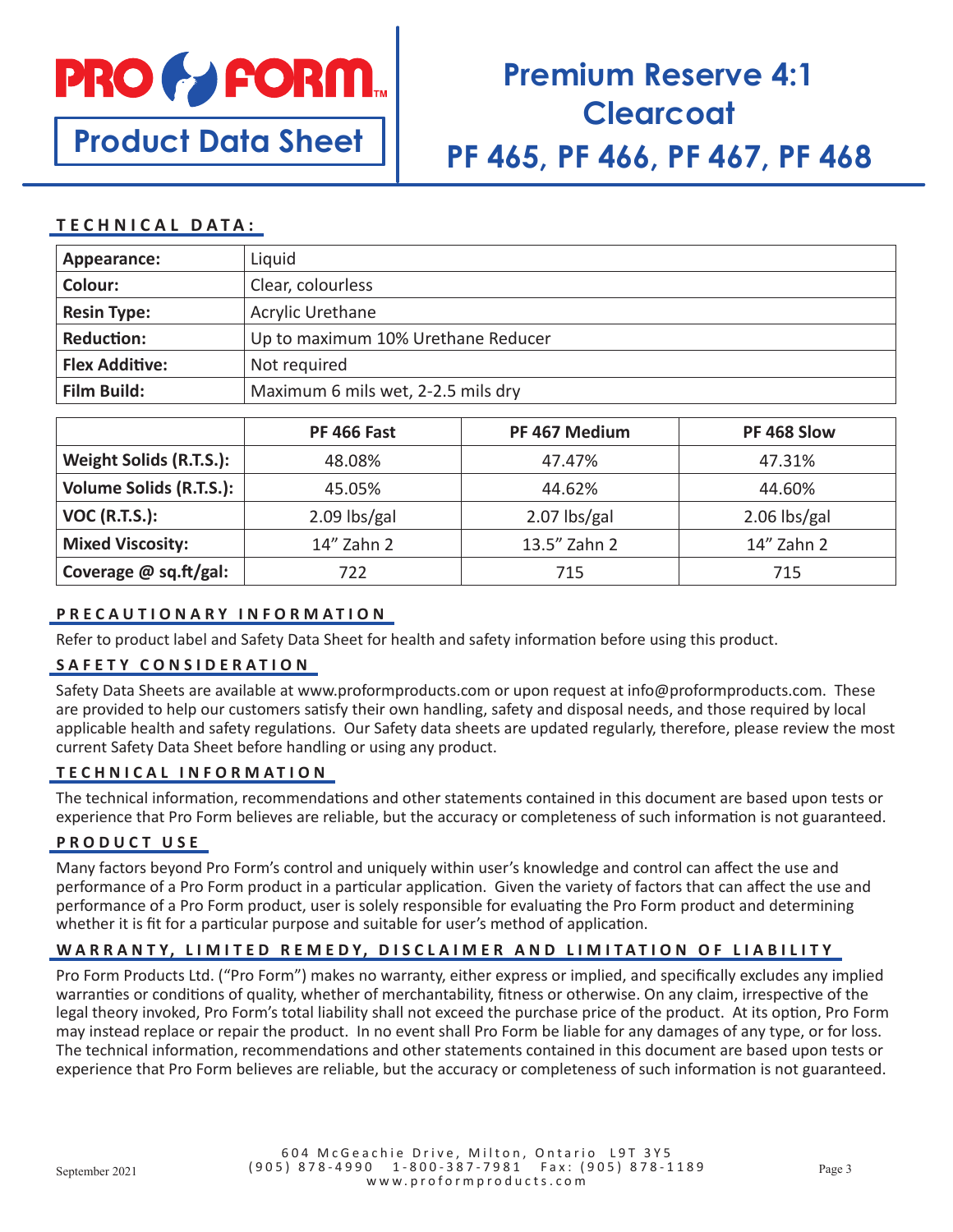PRO FORM

Product Data Sheet

# Premium Reserve 4:1 Clearcoat
# PF 465, PF 466, PF 467, PF 468

## TECHNICAL DATA:

| | |
|---|---|
| **Appearance:** | Liquid |
| **Colour:** | Clear, colourless |
| **Resin Type:** | Acrylic Urethane |
| **Reduction:** | Up to maximum 10% Urethane Reducer |
| **Flex Additive:** | Not required |
| **Film Build:** | Maximum 6 mils wet, 2-2.5 mils dry |

| | PF 466 Fast | PF 467 Medium | PF 468 Slow |
|---|---|---|---|
| **Weight Solids (R.T.S.):** | 48.08% | 47.47% | 47.31% |
| **Volume Solids (R.T.S.):** | 45.05% | 44.62% | 44.60% |
| **VOC (R.T.S.):** | 2.09 lbs/gal | 2.07 lbs/gal | 2.06 lbs/gal |
| **Mixed Viscosity:** | 14" Zahn 2 | 13.5" Zahn 2 | 14" Zahn 2 |
| **Coverage @ sq.ft/gal:** | 722 | 715 | 715 |

## PRECAUTIONARY INFORMATION

Refer to product label and Safety Data Sheet for health and safety information before using this product.

## SAFETY CONSIDERATION

Safety Data Sheets are available at www.proformproducts.com or upon request at info@proformproducts.com. These are provided to help our customers satisfy their own handling, safety and disposal needs, and those required by local applicable health and safety regulations. Our Safety data sheets are updated regularly, therefore, please review the most current Safety Data Sheet before handling or using any product.

## TECHNICAL INFORMATION

The technical information, recommendations and other statements contained in this document are based upon tests or experience that Pro Form believes are reliable, but the accuracy or completeness of such information is not guaranteed.

## PRODUCT USE

Many factors beyond Pro Form's control and uniquely within user's knowledge and control can affect the use and performance of a Pro Form product in a particular application. Given the variety of factors that can affect the use and performance of a Pro Form product, user is solely responsible for evaluating the Pro Form product and determining whether it is fit for a particular purpose and suitable for user's method of application.

## WARRANTY, LIMITED REMEDY, DISCLAIMER AND LIMITATION OF LIABILITY

Pro Form Products Ltd. ("Pro Form") makes no warranty, either express or implied, and specifically excludes any implied warranties or conditions of quality, whether of merchantability, fitness or otherwise. On any claim, irrespective of the legal theory invoked, Pro Form's total liability shall not exceed the purchase price of the product. At its option, Pro Form may instead replace or repair the product. In no event shall Pro Form be liable for any damages of any type, or for loss. The technical information, recommendations and other statements contained in this document are based upon tests or experience that Pro Form believes are reliable, but the accuracy or completeness of such information is not guaranteed.

September 2021

604 McGeachie Drive, Milton, Ontario L9T 3Y5
(905) 878-4990 1-800-387-7981 Fax: (905) 878-1189
www.proformproducts.com